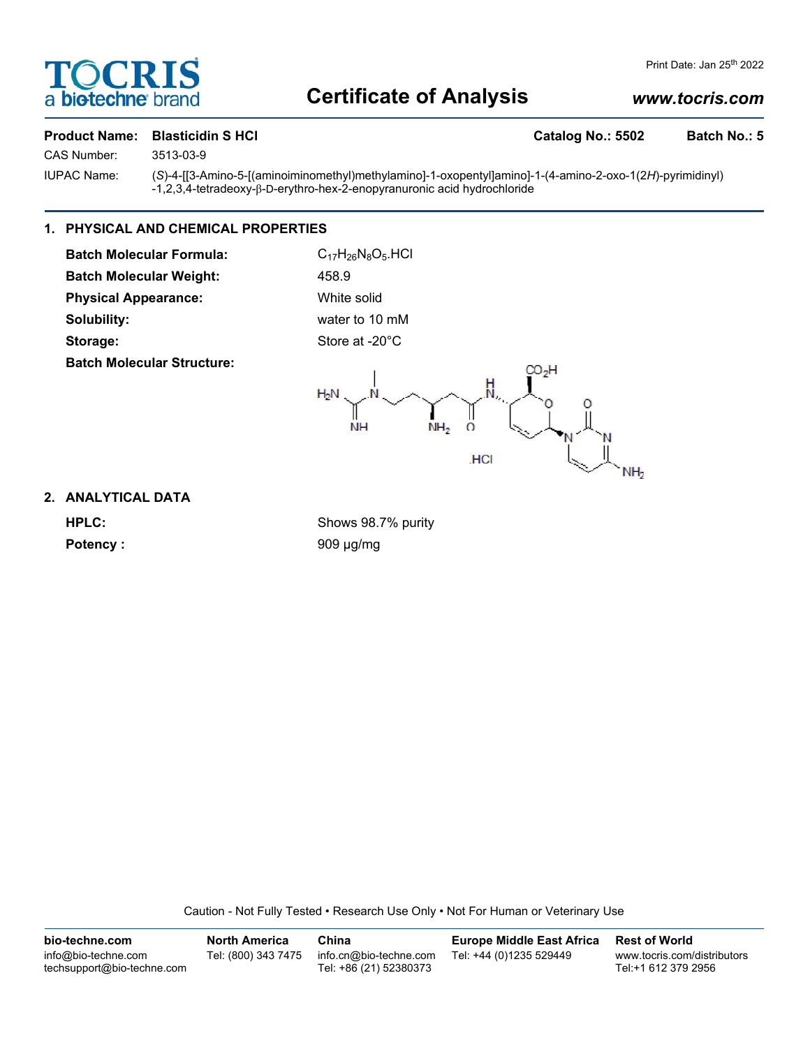TOCRIS
a biotechne brand

Print Date: Jan 25th 2022

# Certificate of Analysis

www.tocris.com

**Product Name: Blasticidin S HCl** **Catalog No.: 5502** **Batch No.: 5**

CAS Number: 3513-03-9

IUPAC Name: (*S*)-4-[[3-Amino-5-[(aminoiminomethyl)methylamino]-1-oxopentyl]amino]-1-(4-amino-2-oxo-1(2*H*)-pyrimidinyl)-1,2,3,4-tetradeoxy-β-D-erythro-hex-2-enopyranuronic acid hydrochloride

## 1. PHYSICAL AND CHEMICAL PROPERTIES

**Batch Molecular Formula:** $C_{17}H_{26}N_8O_5$.HCl

**Batch Molecular Weight:** 458.9

**Physical Appearance:** White solid

**Solubility:** water to 10 mM

**Storage:** Store at -20°C

**Batch Molecular Structure:**

## 2. ANALYTICAL DATA

**HPLC:** Shows 98.7% purity

**Potency :** 909 µg/mg

Caution - Not Fully Tested • Research Use Only • Not For Human or Veterinary Use

| bio-techne.com | North America | China | Europe Middle East Africa | Rest of World |
| --- | --- | --- | --- | --- |
| info@bio-techne.com techsupport@bio-techne.com | Tel: (800) 343 7475 | info.cn@bio-techne.com Tel: +86 (21) 52380373 | Tel: +44 (0)1235 529449 | www.tocris.com/distributors Tel:+1 612 379 2956 |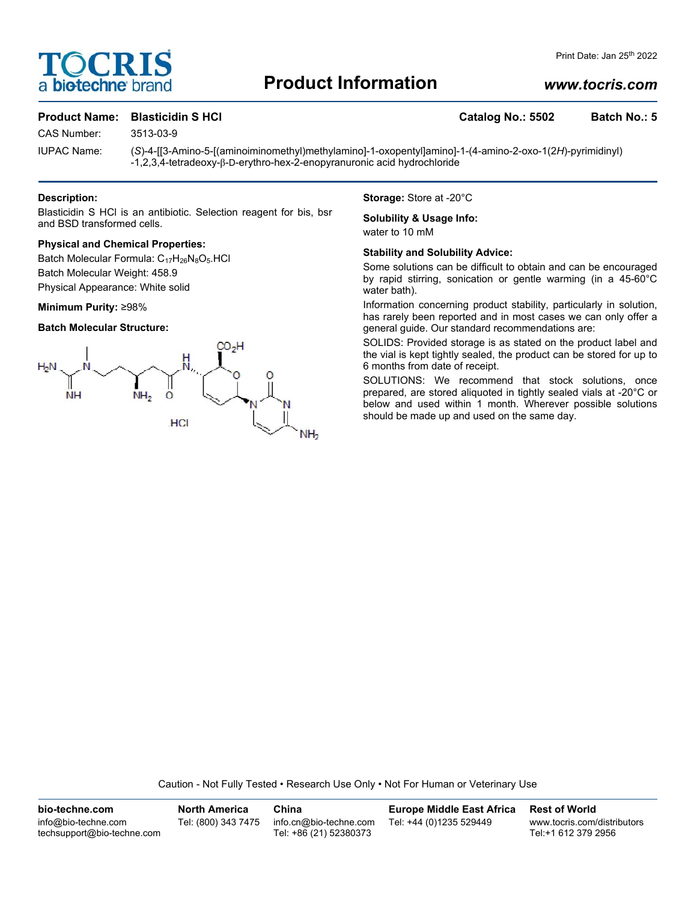# TOCRIS
a biotechne brand

Print Date: Jan 25th 2022

## Product Information

www.tocris.com

**Product Name:** **Blasticidin S HCl** **Catalog No.: 5502** **Batch No.: 5**

CAS Number: 3513-03-9

IUPAC Name: (*S*)-4-[[3-Amino-5-[(aminoiminomethyl)methylamino]-1-oxopentyl]amino]-1-(4-amino-2-oxo-1(2*H*)-pyrimidinyl)-1,2,3,4-tetradeoxy-β-D-erythro-hex-2-enopyranuronic acid hydrochloride

### Description:

Blasticidin S HCl is an antibiotic. Selection reagent for bis, bsr and BSD transformed cells.

### Physical and Chemical Properties:

Batch Molecular Formula: $C_{17}H_{26}N_8O_5$.HCl

Batch Molecular Weight: 458.9

Physical Appearance: White solid

**Minimum Purity:** ≥98%

### Batch Molecular Structure:

$H_2N$ N NH $NH_2$ O H N $CO_2H$ O O N N $NH_2$ HCl

**Storage:** Store at -20°C

### Solubility & Usage Info:

water to 10 mM

### Stability and Solubility Advice:

Some solutions can be difficult to obtain and can be encouraged by rapid stirring, sonication or gentle warming (in a 45-60°C water bath).

Information concerning product stability, particularly in solution, has rarely been reported and in most cases we can only offer a general guide. Our standard recommendations are:

SOLIDS: Provided storage is as stated on the product label and the vial is kept tightly sealed, the product can be stored for up to 6 months from date of receipt.

SOLUTIONS: We recommend that stock solutions, once prepared, are stored aliquoted in tightly sealed vials at -20°C or below and used within 1 month. Wherever possible solutions should be made up and used on the same day.

Caution - Not Fully Tested • Research Use Only • Not For Human or Veterinary Use

| bio-techne.com | North America | China | Europe Middle East Africa | Rest of World |
|---|---|---|---|---|
| info@bio-techne.com techsupport@bio-techne.com | Tel: (800) 343 7475 | info.cn@bio-techne.com Tel: +86 (21) 52380373 | Tel: +44 (0)1235 529449 | www.tocris.com/distributors Tel:+1 612 379 2956 |